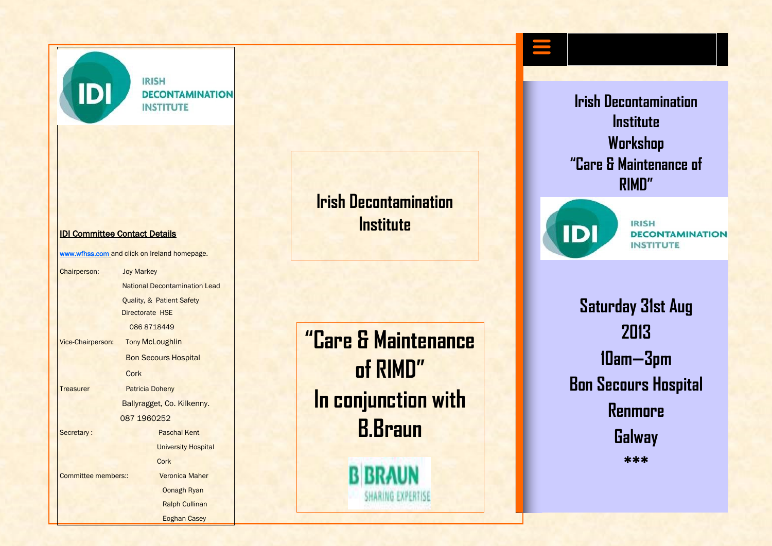IRISH DECONTAMINATION INSTITUTE

## IDI Committee Contact Details

www.wfhss.com and click on Ireland homepage.

| | |
|---|---|
| Chairperson: | Joy Markey |
| | National Decontamination Lead |
| | Quality, & Patient Safety Directorate HSE |
| | 086 8718449 |
| Vice-Chairperson: | Tony McLoughlin |
| | Bon Secours Hospital |
| | Cork |
| Treasurer | Patricia Doheny |
| | Ballyragget, Co. Kilkenny. |
| | 087 1960252 |
| Secretary : | Paschal Kent |
| | University Hospital |
| | Cork |
| Committee members:: | Veronica Maher |
| | Oonagh Ryan |
| | Ralph Cullinan |
| | Eoghan Casey |

# Irish Decontamination Institute

## "Care & Maintenance of RIMD" In conjunction with B.Braun

B|BRAUN SHARING EXPERTISE

# Irish Decontamination Institute Workshop "Care & Maintenance of RIMD"

IRISH DECONTAMINATION INSTITUTE

**Saturday 31st Aug 2013**

**10am—3pm**

**Bon Secours Hospital**

**Renmore**

**Galway**

***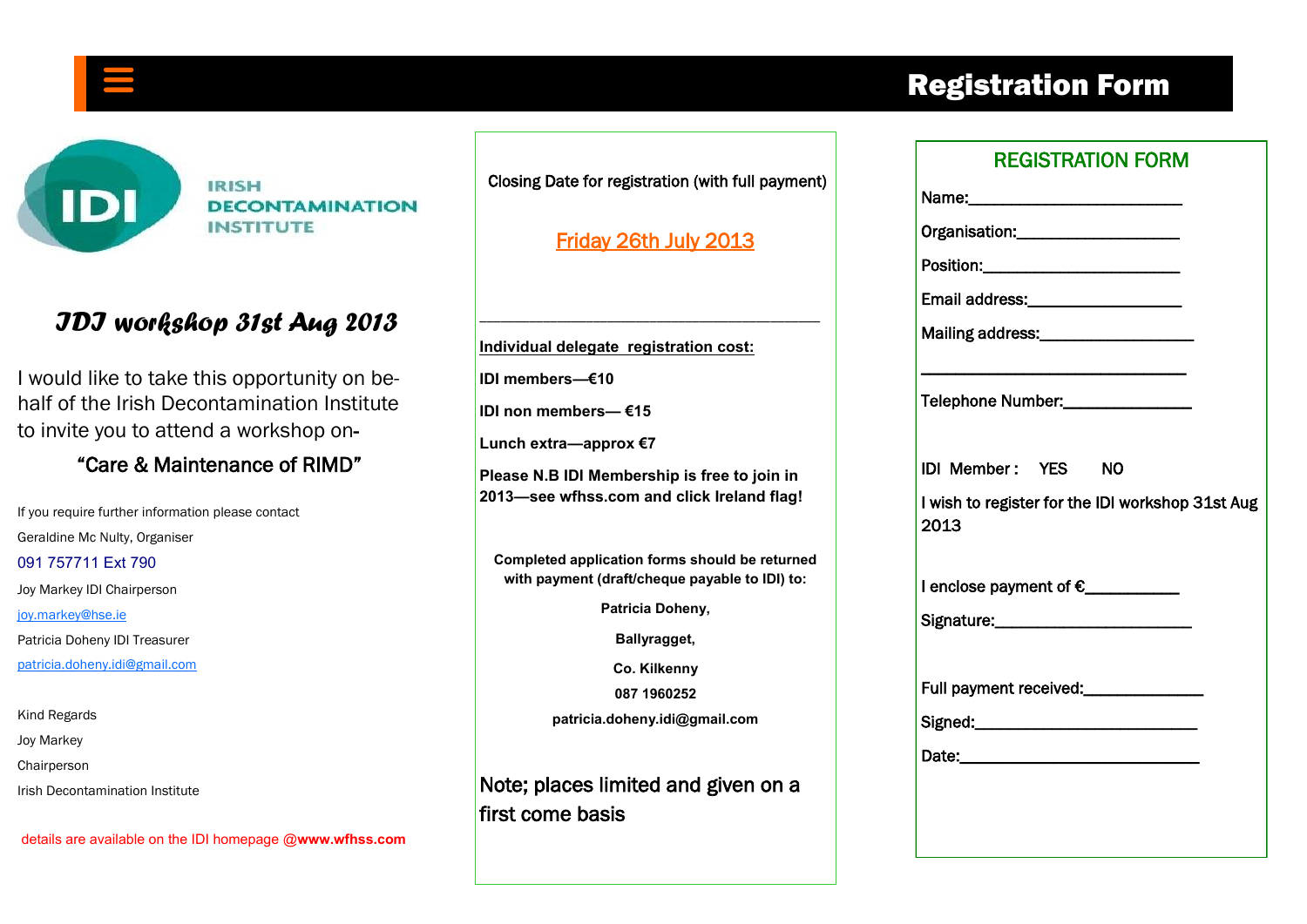# Registration Form

IRISH DECONTAMINATION INSTITUTE

## *IDI workshop 31st Aug 2013*

I would like to take this opportunity on behalf of the Irish Decontamination Institute to invite you to attend a workshop on-

**"Care & Maintenance of RIMD"**

If you require further information please contact

Geraldine Mc Nulty, Organiser

091 757711 Ext 790

Joy Markey IDI Chairperson

joy.markey@hse.ie

Patricia Doheny IDI Treasurer

patricia.doheny.idi@gmail.com

Kind Regards

Joy Markey

Chairperson

Irish Decontamination Institute

details are available on the IDI homepage @**www.wfhss.com**

---

Closing Date for registration (with full payment)

Friday 26th July 2013

---

**Individual delegate registration cost:**

**IDI members—€10**

**IDI non members— €15**

**Lunch extra—approx €7**

**Please N.B IDI Membership is free to join in 2013—see wfhss.com and click Ireland flag!**

**Completed application forms should be returned with payment (draft/cheque payable to IDI) to:**

**Patricia Doheny,**

**Ballyragget,**

**Co. Kilkenny**

**087 1960252**

**patricia.doheny.idi@gmail.com**

Note; places limited and given on a first come basis

---

## REGISTRATION FORM

Name:________________________

Organisation:__________________

Position:______________________

Email address:_________________

Mailing address:________________

______________________________

Telephone Number:______________

IDI Member : YES NO

I wish to register for the IDI workshop 31st Aug 2013

I enclose payment of €__________

Signature:______________________

Full payment received:_____________

Signed:_________________________

Date:___________________________